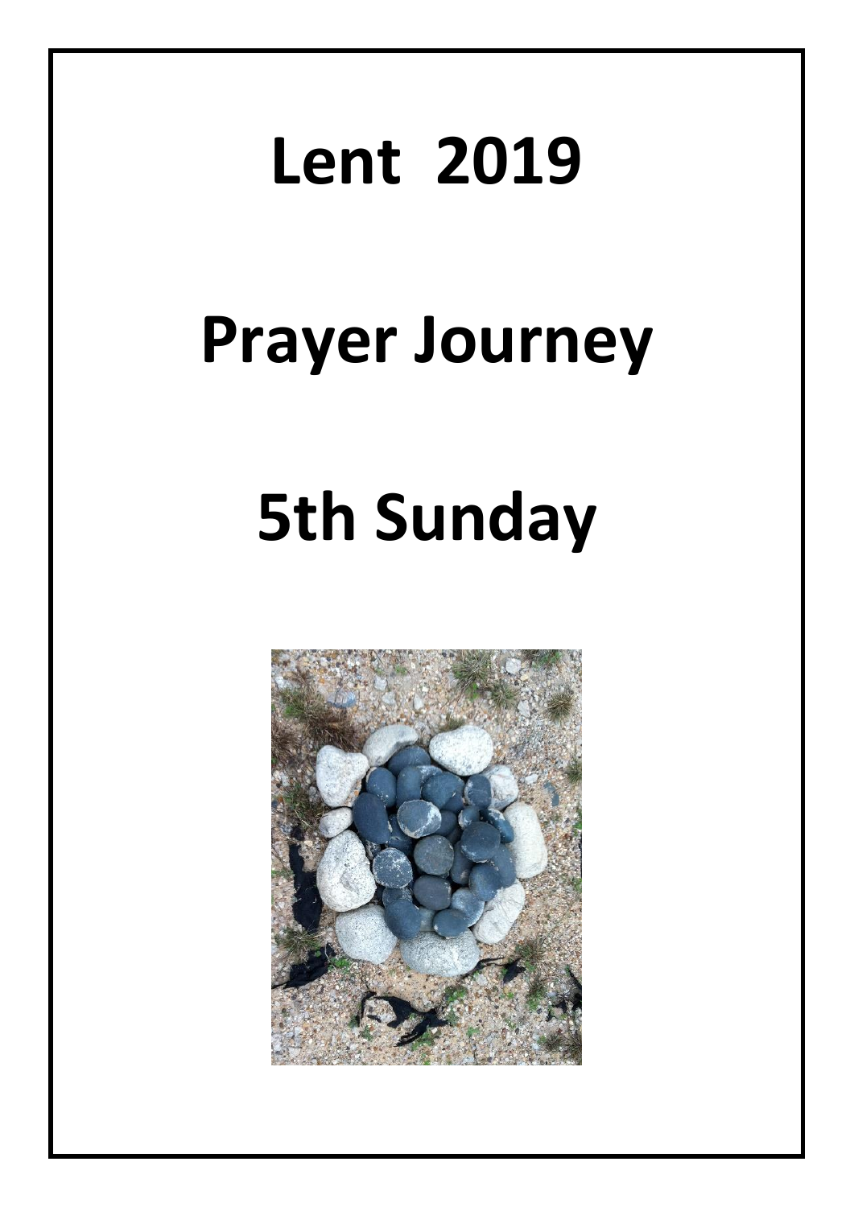# Lent 2019

# Prayer Journey

# 5th Sunday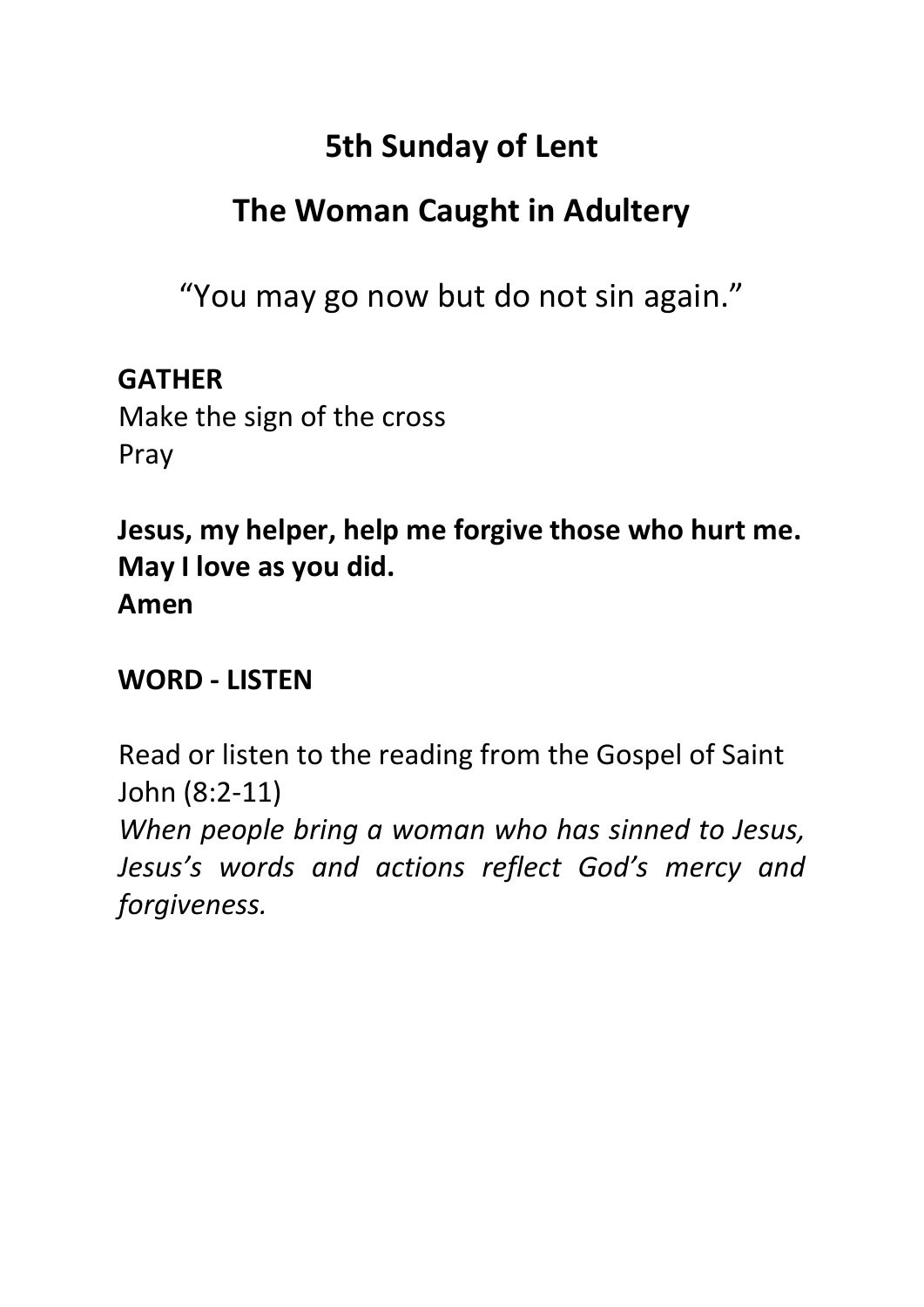# 5th Sunday of Lent

## The Woman Caught in Adultery

"You may go now but do not sin again."

**GATHER**

Make the sign of the cross
Pray

**Jesus, my helper, help me forgive those who hurt me.**
**May I love as you did.**
**Amen**

**WORD - LISTEN**

Read or listen to the reading from the Gospel of Saint John (8:2-11)
*When people bring a woman who has sinned to Jesus, Jesus's words and actions reflect God's mercy and forgiveness.*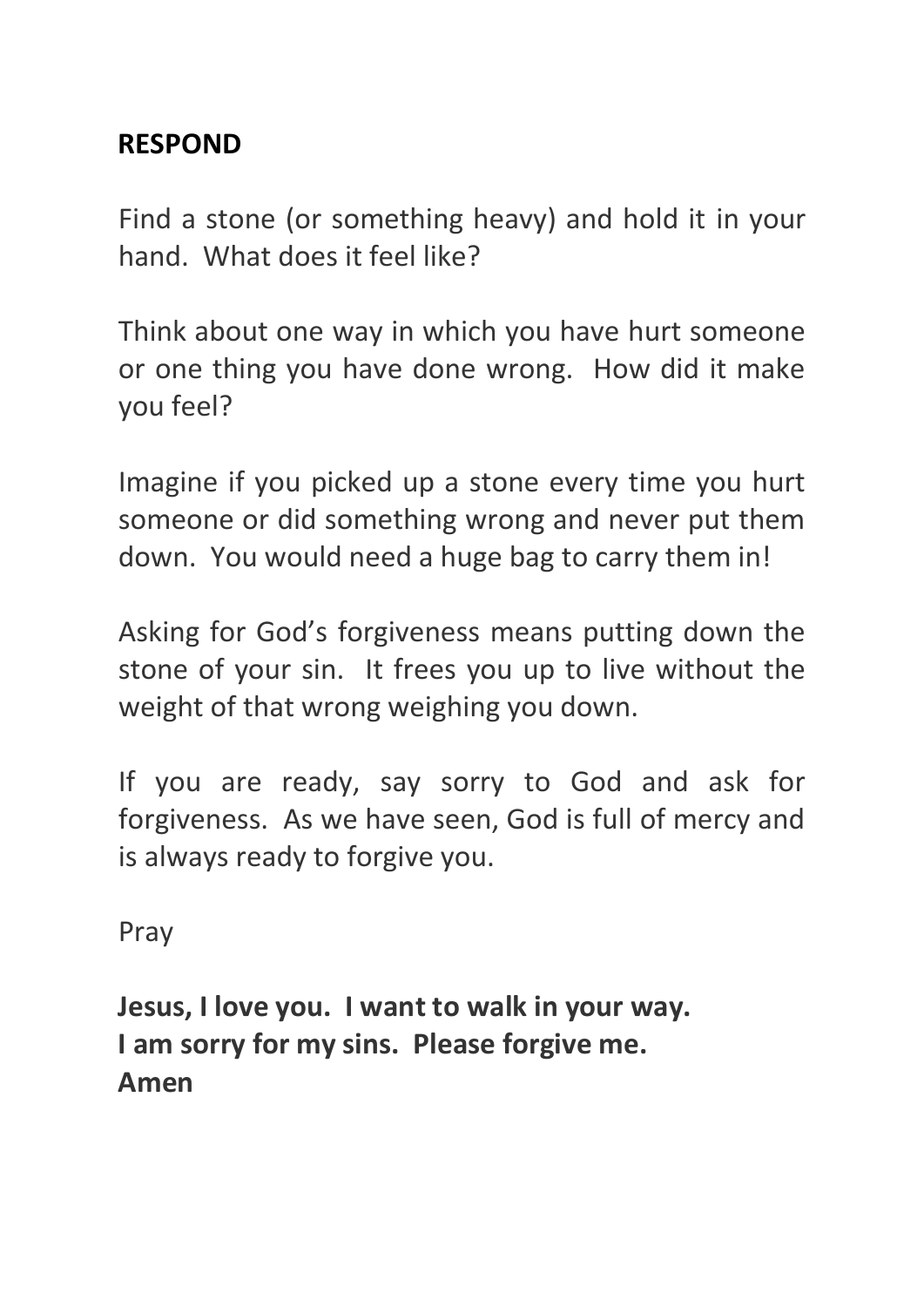## RESPOND

Find a stone (or something heavy) and hold it in your hand. What does it feel like?

Think about one way in which you have hurt someone or one thing you have done wrong. How did it make you feel?

Imagine if you picked up a stone every time you hurt someone or did something wrong and never put them down. You would need a huge bag to carry them in!

Asking for God's forgiveness means putting down the stone of your sin. It frees you up to live without the weight of that wrong weighing you down.

If you are ready, say sorry to God and ask for forgiveness. As we have seen, God is full of mercy and is always ready to forgive you.

Pray

**Jesus, I love you. I want to walk in your way.**
**I am sorry for my sins. Please forgive me.**
**Amen**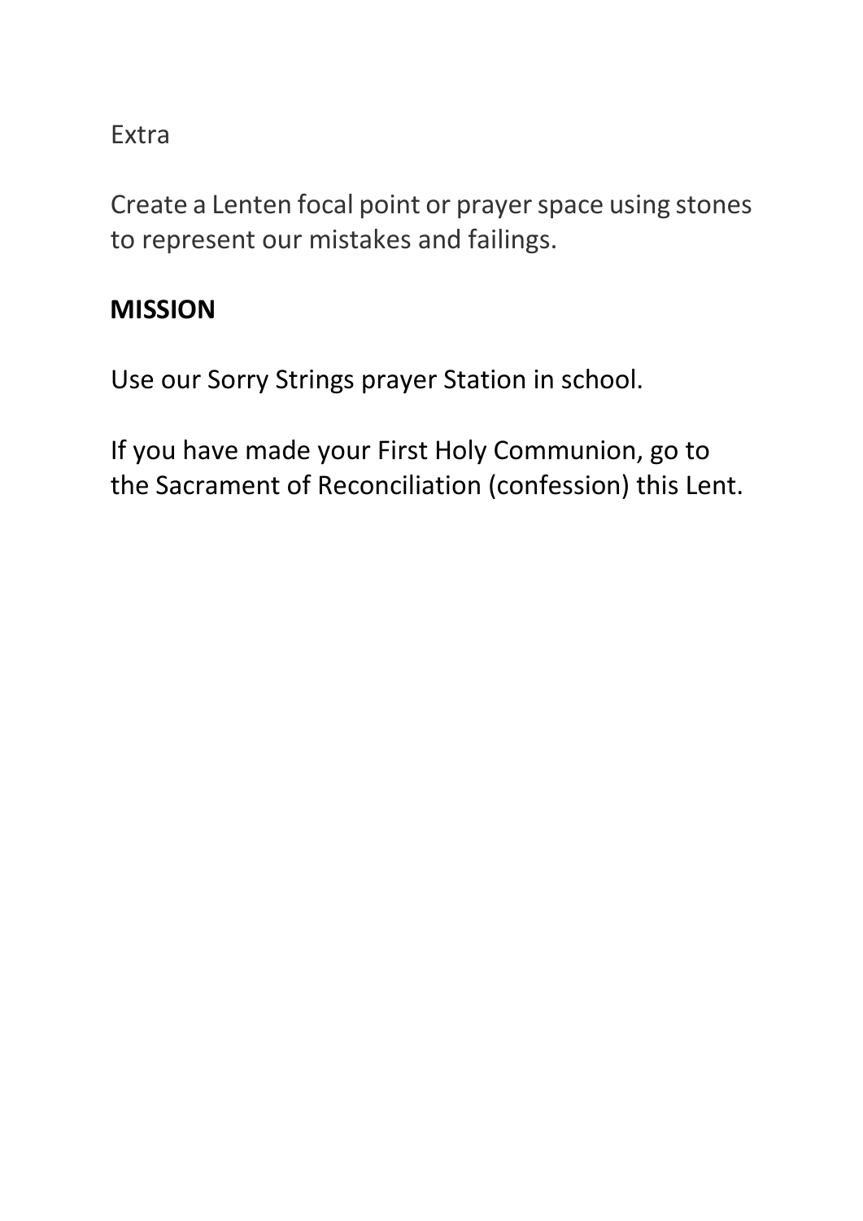Extra

Create a Lenten focal point or prayer space using stones to represent our mistakes and failings.

**MISSION**

Use our Sorry Strings prayer Station in school.

If you have made your First Holy Communion, go to the Sacrament of Reconciliation (confession) this Lent.